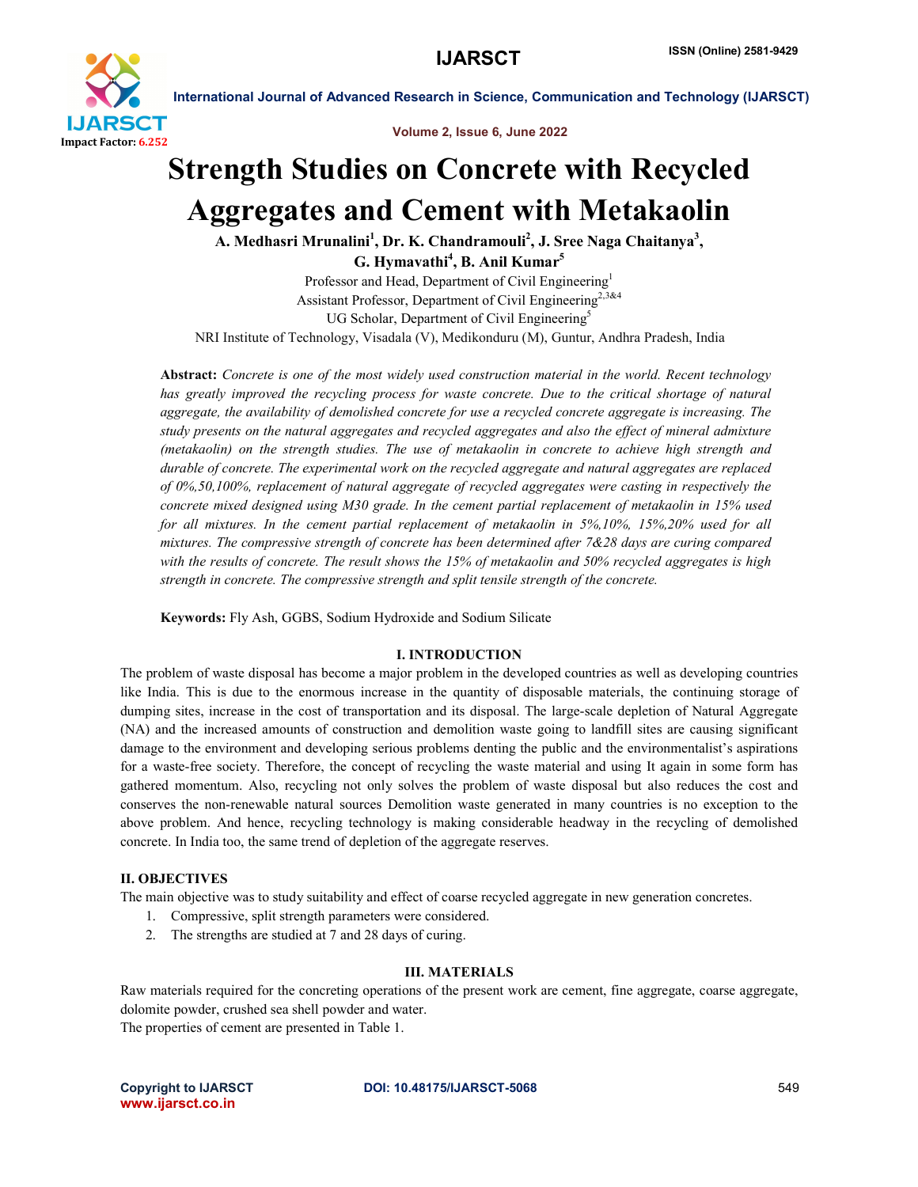# Strength Studies on Concrete with Recycled Aggregates and Cement with Metakaolin

**A. Medhasri Mrunalini[1], Dr. K. Chandramouli[2], J. Sree Naga Chaitanya[3], G. Hymavathi[4], B. Anil Kumar[5]**

Professor and Head, Department of Civil Engineering[1]
Assistant Professor, Department of Civil Engineering[2,3&4]
UG Scholar, Department of Civil Engineering[5]
NRI Institute of Technology, Visadala (V), Medikonduru (M), Guntur, Andhra Pradesh, India

**Abstract:** *Concrete is one of the most widely used construction material in the world. Recent technology has greatly improved the recycling process for waste concrete. Due to the critical shortage of natural aggregate, the availability of demolished concrete for use a recycled concrete aggregate is increasing. The study presents on the natural aggregates and recycled aggregates and also the effect of mineral admixture (metakaolin) on the strength studies. The use of metakaolin in concrete to achieve high strength and durable of concrete. The experimental work on the recycled aggregate and natural aggregates are replaced of 0%,50,100%, replacement of natural aggregate of recycled aggregates were casting in respectively the concrete mixed designed using M30 grade. In the cement partial replacement of metakaolin in 15% used for all mixtures. In the cement partial replacement of metakaolin in 5%,10%, 15%,20% used for all mixtures. The compressive strength of concrete has been determined after 7&28 days are curing compared with the results of concrete. The result shows the 15% of metakaolin and 50% recycled aggregates is high strength in concrete. The compressive strength and split tensile strength of the concrete.*

**Keywords:** Fly Ash, GGBS, Sodium Hydroxide and Sodium Silicate

## I. INTRODUCTION

The problem of waste disposal has become a major problem in the developed countries as well as developing countries like India. This is due to the enormous increase in the quantity of disposable materials, the continuing storage of dumping sites, increase in the cost of transportation and its disposal. The large-scale depletion of Natural Aggregate (NA) and the increased amounts of construction and demolition waste going to landfill sites are causing significant damage to the environment and developing serious problems denting the public and the environmentalist's aspirations for a waste-free society. Therefore, the concept of recycling the waste material and using It again in some form has gathered momentum. Also, recycling not only solves the problem of waste disposal but also reduces the cost and conserves the non-renewable natural sources Demolition waste generated in many countries is no exception to the above problem. And hence, recycling technology is making considerable headway in the recycling of demolished concrete. In India too, the same trend of depletion of the aggregate reserves.

## II. OBJECTIVES

The main objective was to study suitability and effect of coarse recycled aggregate in new generation concretes.

1. Compressive, split strength parameters were considered.
2. The strengths are studied at 7 and 28 days of curing.

## III. MATERIALS

Raw materials required for the concreting operations of the present work are cement, fine aggregate, coarse aggregate, dolomite powder, crushed sea shell powder and water.

The properties of cement are presented in Table 1.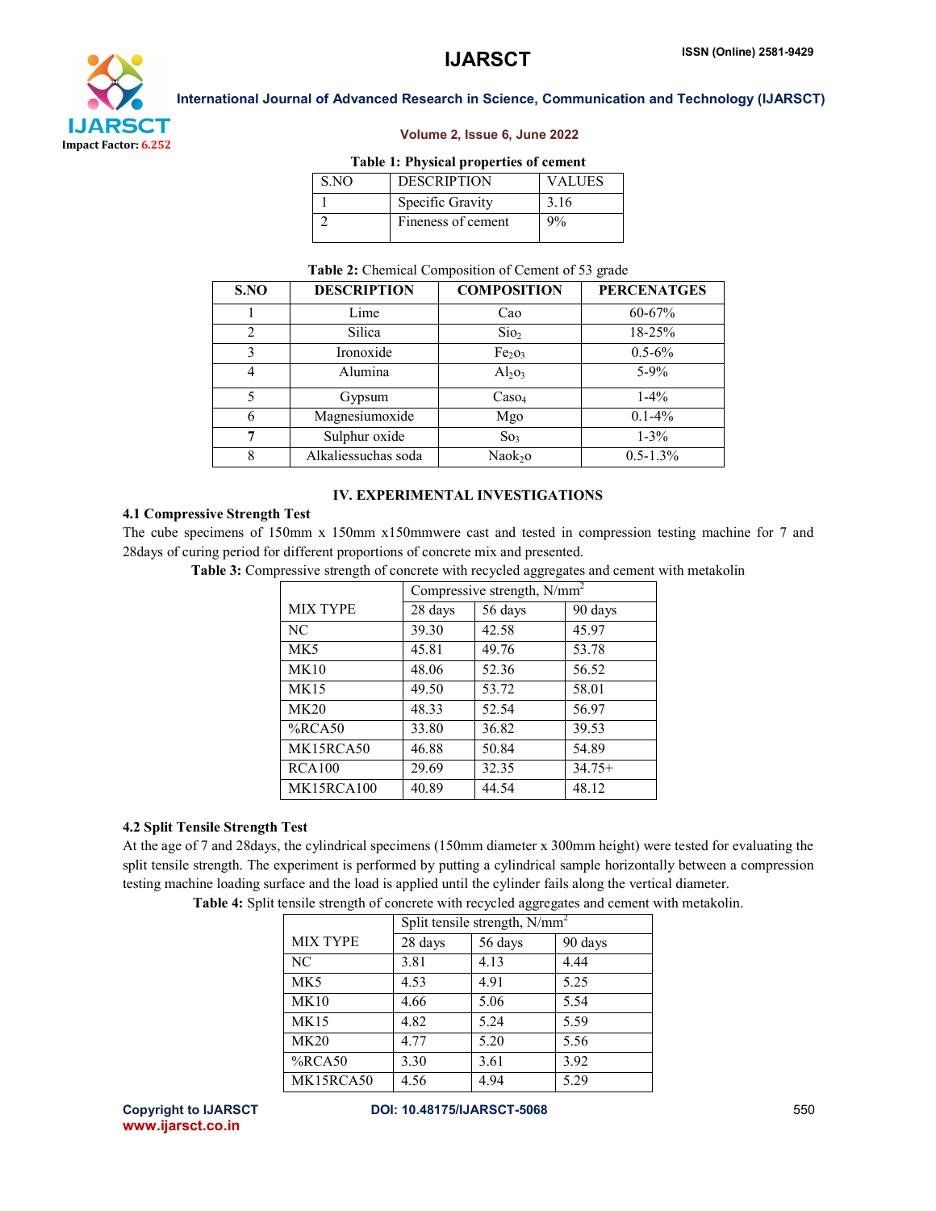**Table 1: Physical properties of cement**

| S.NO | DESCRIPTION | VALUES |
|---|---|---|
| 1 | Specific Gravity | 3.16 |
| 2 | Fineness of cement | 9% |

**Table 2:** Chemical Composition of Cement of 53 grade

| S.NO | DESCRIPTION | COMPOSITION | PERCENATGES |
|---|---|---|---|
| 1 | Lime | Cao | 60-67% |
| 2 | Silica | $Sio_2$ | 18-25% |
| 3 | Ironoxide | $Fe_2o_3$ | 0.5-6% |
| 4 | Alumina | $Al_2o_3$ | 5-9% |
| 5 | Gypsum | $Caso_4$ | 1-4% |
| 6 | Magnesiumoxide | Mgo | 0.1-4% |
| 7 | Sulphur oxide | $So_3$ | 1-3% |
| 8 | Alkaliessuchas soda | $Naok_2o$ | 0.5-1.3% |

## IV. EXPERIMENTAL INVESTIGATIONS

### 4.1 Compressive Strength Test

The cube specimens of 150mm x 150mm x150mmwere cast and tested in compression testing machine for 7 and 28days of curing period for different proportions of concrete mix and presented.

**Table 3:** Compressive strength of concrete with recycled aggregates and cement with metakolin

| MIX TYPE | Compressive strength, N/mm$^2$ | | |
|---|---|---|---|
| | 28 days | 56 days | 90 days |
| NC | 39.30 | 42.58 | 45.97 |
| MK5 | 45.81 | 49.76 | 53.78 |
| MK10 | 48.06 | 52.36 | 56.52 |
| MK15 | 49.50 | 53.72 | 58.01 |
| MK20 | 48.33 | 52.54 | 56.97 |
| %RCA50 | 33.80 | 36.82 | 39.53 |
| MK15RCA50 | 46.88 | 50.84 | 54.89 |
| RCA100 | 29.69 | 32.35 | 34.75+ |
| MK15RCA100 | 40.89 | 44.54 | 48.12 |

### 4.2 Split Tensile Strength Test

At the age of 7 and 28days, the cylindrical specimens (150mm diameter x 300mm height) were tested for evaluating the split tensile strength. The experiment is performed by putting a cylindrical sample horizontally between a compression testing machine loading surface and the load is applied until the cylinder fails along the vertical diameter.

**Table 4:** Split tensile strength of concrete with recycled aggregates and cement with metakolin.

| MIX TYPE | Split tensile strength, N/mm$^2$ | | |
|---|---|---|---|
| | 28 days | 56 days | 90 days |
| NC | 3.81 | 4.13 | 4.44 |
| MK5 | 4.53 | 4.91 | 5.25 |
| MK10 | 4.66 | 5.06 | 5.54 |
| MK15 | 4.82 | 5.24 | 5.59 |
| MK20 | 4.77 | 5.20 | 5.56 |
| %RCA50 | 3.30 | 3.61 | 3.92 |
| MK15RCA50 | 4.56 | 4.94 | 5.29 |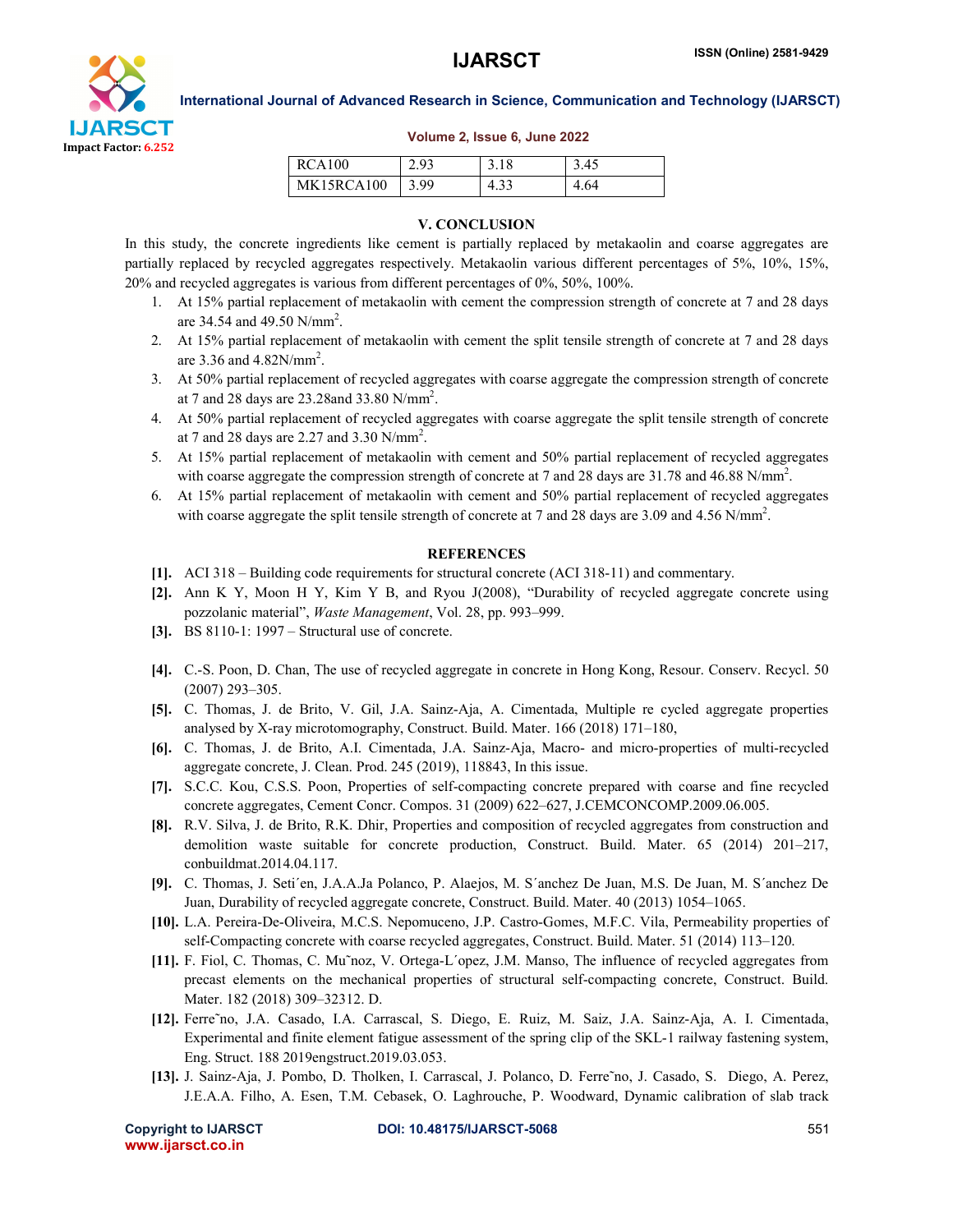| RCA100 | 2.93 | 3.18 | 3.45 |
|---|---|---|---|
| MK15RCA100 | 3.99 | 4.33 | 4.64 |

## V. CONCLUSION

In this study, the concrete ingredients like cement is partially replaced by metakaolin and coarse aggregates are partially replaced by recycled aggregates respectively. Metakaolin various different percentages of 5%, 10%, 15%, 20% and recycled aggregates is various from different percentages of 0%, 50%, 100%.

1. At 15% partial replacement of metakaolin with cement the compression strength of concrete at 7 and 28 days are 34.54 and 49.50 N/mm$^2$.
2. At 15% partial replacement of metakaolin with cement the split tensile strength of concrete at 7 and 28 days are 3.36 and 4.82N/mm$^2$.
3. At 50% partial replacement of recycled aggregates with coarse aggregate the compression strength of concrete at 7 and 28 days are 23.28and 33.80 N/mm$^2$.
4. At 50% partial replacement of recycled aggregates with coarse aggregate the split tensile strength of concrete at 7 and 28 days are 2.27 and 3.30 N/mm$^2$.
5. At 15% partial replacement of metakaolin with cement and 50% partial replacement of recycled aggregates with coarse aggregate the compression strength of concrete at 7 and 28 days are 31.78 and 46.88 N/mm$^2$.
6. At 15% partial replacement of metakaolin with cement and 50% partial replacement of recycled aggregates with coarse aggregate the split tensile strength of concrete at 7 and 28 days are 3.09 and 4.56 N/mm$^2$.

## REFERENCES

**[1].** ACI 318 – Building code requirements for structural concrete (ACI 318-11) and commentary.

**[2].** Ann K Y, Moon H Y, Kim Y B, and Ryou J(2008), "Durability of recycled aggregate concrete using pozzolanic material", *Waste Management*, Vol. 28, pp. 993–999.

**[3].** BS 8110-1: 1997 – Structural use of concrete.

**[4].** C.-S. Poon, D. Chan, The use of recycled aggregate in concrete in Hong Kong, Resour. Conserv. Recycl. 50 (2007) 293–305.

**[5].** C. Thomas, J. de Brito, V. Gil, J.A. Sainz-Aja, A. Cimentada, Multiple re cycled aggregate properties analysed by X-ray microtomography, Construct. Build. Mater. 166 (2018) 171–180,

**[6].** C. Thomas, J. de Brito, A.I. Cimentada, J.A. Sainz-Aja, Macro- and micro-properties of multi-recycled aggregate concrete, J. Clean. Prod. 245 (2019), 118843, In this issue.

**[7].** S.C.C. Kou, C.S.S. Poon, Properties of self-compacting concrete prepared with coarse and fine recycled concrete aggregates, Cement Concr. Compos. 31 (2009) 622–627, J.CEMCONCOMP.2009.06.005.

**[8].** R.V. Silva, J. de Brito, R.K. Dhir, Properties and composition of recycled aggregates from construction and demolition waste suitable for concrete production, Construct. Build. Mater. 65 (2014) 201–217, conbuildmat.2014.04.117.

**[9].** C. Thomas, J. Seti´en, J.A.A.Ja Polanco, P. Alaejos, M. S´anchez De Juan, M.S. De Juan, M. S´anchez De Juan, Durability of recycled aggregate concrete, Construct. Build. Mater. 40 (2013) 1054–1065.

**[10].** L.A. Pereira-De-Oliveira, M.C.S. Nepomuceno, J.P. Castro-Gomes, M.F.C. Vila, Permeability properties of self-Compacting concrete with coarse recycled aggregates, Construct. Build. Mater. 51 (2014) 113–120.

**[11].** F. Fiol, C. Thomas, C. Mu˜noz, V. Ortega-L´opez, J.M. Manso, The influence of recycled aggregates from precast elements on the mechanical properties of structural self-compacting concrete, Construct. Build. Mater. 182 (2018) 309–32312. D.

**[12].** Ferre˜no, J.A. Casado, I.A. Carrascal, S. Diego, E. Ruiz, M. Saiz, J.A. Sainz-Aja, A. I. Cimentada, Experimental and finite element fatigue assessment of the spring clip of the SKL-1 railway fastening system, Eng. Struct. 188 2019engstruct.2019.03.053.

**[13].** J. Sainz-Aja, J. Pombo, D. Tholken, I. Carrascal, J. Polanco, D. Ferre˜no, J. Casado, S. Diego, A. Perez, J.E.A.A. Filho, A. Esen, T.M. Cebasek, O. Laghrouche, P. Woodward, Dynamic calibration of slab track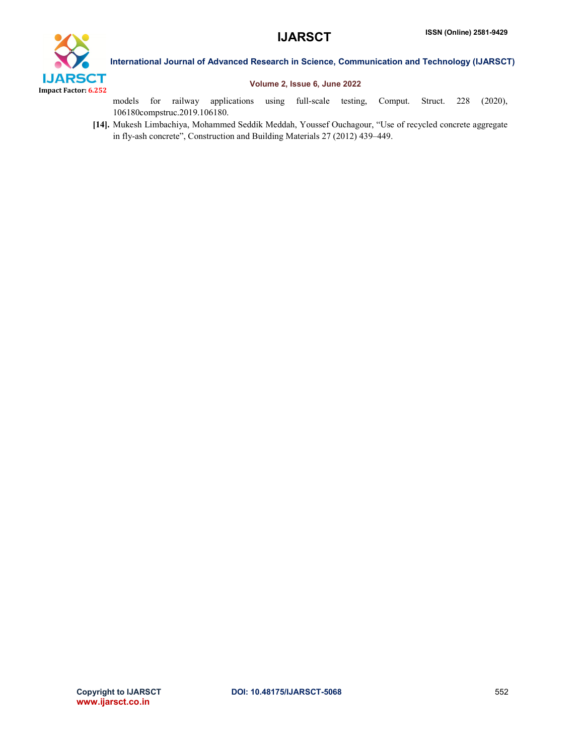models for railway applications using full-scale testing, Comput. Struct. 228 (2020), 106180compstruc.2019.106180.

[14]. Mukesh Limbachiya, Mohammed Seddik Meddah, Youssef Ouchagour, "Use of recycled concrete aggregate in fly-ash concrete", Construction and Building Materials 27 (2012) 439–449.